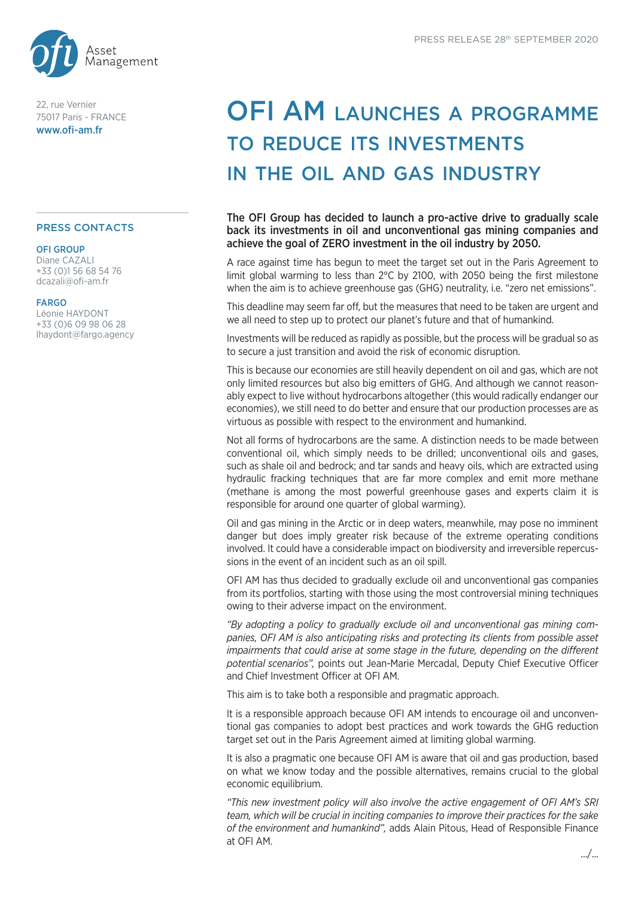Asset Management

22, rue Vernier
75017 Paris - FRANCE
www.ofi-am.fr

PRESS RELEASE 28th SEPTEMBER 2020

# OFI AM LAUNCHES A PROGRAMME TO REDUCE ITS INVESTMENTS IN THE OIL AND GAS INDUSTRY

## PRESS CONTACTS

**OFI GROUP**
Diane CAZALI
+33 (0)1 56 68 54 76
dcazali@ofi-am.fr

**FARGO**
Léonie HAYDONT
+33 (0)6 09 98 06 28
lhaydont@fargo.agency

**The OFI Group has decided to launch a pro-active drive to gradually scale back its investments in oil and unconventional gas mining companies and achieve the goal of ZERO investment in the oil industry by 2050.**

A race against time has begun to meet the target set out in the Paris Agreement to limit global warming to less than 2°C by 2100, with 2050 being the first milestone when the aim is to achieve greenhouse gas (GHG) neutrality, i.e. "zero net emissions".

This deadline may seem far off, but the measures that need to be taken are urgent and we all need to step up to protect our planet's future and that of humankind.

Investments will be reduced as rapidly as possible, but the process will be gradual so as to secure a just transition and avoid the risk of economic disruption.

This is because our economies are still heavily dependent on oil and gas, which are not only limited resources but also big emitters of GHG. And although we cannot reasonably expect to live without hydrocarbons altogether (this would radically endanger our economies), we still need to do better and ensure that our production processes are as virtuous as possible with respect to the environment and humankind.

Not all forms of hydrocarbons are the same. A distinction needs to be made between conventional oil, which simply needs to be drilled; unconventional oils and gases, such as shale oil and bedrock; and tar sands and heavy oils, which are extracted using hydraulic fracking techniques that are far more complex and emit more methane (methane is among the most powerful greenhouse gases and experts claim it is responsible for around one quarter of global warming).

Oil and gas mining in the Arctic or in deep waters, meanwhile, may pose no imminent danger but does imply greater risk because of the extreme operating conditions involved. It could have a considerable impact on biodiversity and irreversible repercussions in the event of an incident such as an oil spill.

OFI AM has thus decided to gradually exclude oil and unconventional gas companies from its portfolios, starting with those using the most controversial mining techniques owing to their adverse impact on the environment.

*"By adopting a policy to gradually exclude oil and unconventional gas mining companies, OFI AM is also anticipating risks and protecting its clients from possible asset impairments that could arise at some stage in the future, depending on the different potential scenarios",* points out Jean-Marie Mercadal, Deputy Chief Executive Officer and Chief Investment Officer at OFI AM.

This aim is to take both a responsible and pragmatic approach.

It is a responsible approach because OFI AM intends to encourage oil and unconventional gas companies to adopt best practices and work towards the GHG reduction target set out in the Paris Agreement aimed at limiting global warming.

It is also a pragmatic one because OFI AM is aware that oil and gas production, based on what we know today and the possible alternatives, remains crucial to the global economic equilibrium.

*"This new investment policy will also involve the active engagement of OFI AM's SRI team, which will be crucial in inciting companies to improve their practices for the sake of the environment and humankind",* adds Alain Pitous, Head of Responsible Finance at OFI AM.

.../...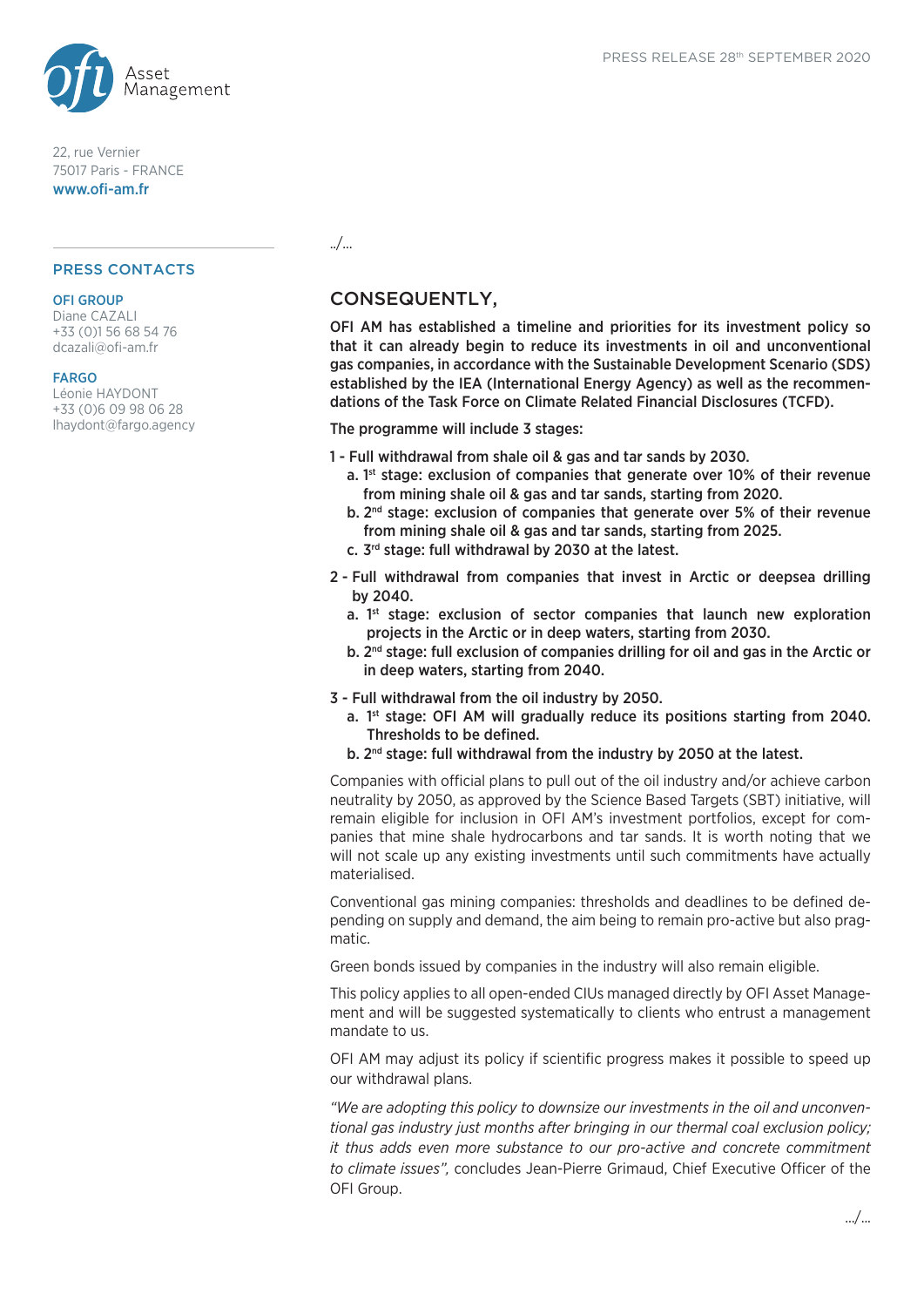22, rue Vernier
75017 Paris - FRANCE
www.ofi-am.fr

## PRESS CONTACTS

**OFI GROUP**
Diane CAZALI
+33 (0)1 56 68 54 76
dcazali@ofi-am.fr

**FARGO**
Léonie HAYDONT
+33 (0)6 09 98 06 28
lhaydont@fargo.agency

../...

## CONSEQUENTLY,

**OFI AM has established a timeline and priorities for its investment policy so that it can already begin to reduce its investments in oil and unconventional gas companies, in accordance with the Sustainable Development Scenario (SDS) established by the IEA (International Energy Agency) as well as the recommendations of the Task Force on Climate Related Financial Disclosures (TCFD).**

**The programme will include 3 stages:**

**1 - Full withdrawal from shale oil & gas and tar sands by 2030.**
- **a. 1st stage: exclusion of companies that generate over 10% of their revenue from mining shale oil & gas and tar sands, starting from 2020.**
- **b. 2nd stage: exclusion of companies that generate over 5% of their revenue from mining shale oil & gas and tar sands, starting from 2025.**
- **c. 3rd stage: full withdrawal by 2030 at the latest.**

**2 - Full withdrawal from companies that invest in Arctic or deepsea drilling by 2040.**
- **a. 1st stage: exclusion of sector companies that launch new exploration projects in the Arctic or in deep waters, starting from 2030.**
- **b. 2nd stage: full exclusion of companies drilling for oil and gas in the Arctic or in deep waters, starting from 2040.**

**3 - Full withdrawal from the oil industry by 2050.**
- **a. 1st stage: OFI AM will gradually reduce its positions starting from 2040. Thresholds to be defined.**
- **b. 2nd stage: full withdrawal from the industry by 2050 at the latest.**

Companies with official plans to pull out of the oil industry and/or achieve carbon neutrality by 2050, as approved by the Science Based Targets (SBT) initiative, will remain eligible for inclusion in OFI AM's investment portfolios, except for companies that mine shale hydrocarbons and tar sands. It is worth noting that we will not scale up any existing investments until such commitments have actually materialised.

Conventional gas mining companies: thresholds and deadlines to be defined depending on supply and demand, the aim being to remain pro-active but also pragmatic.

Green bonds issued by companies in the industry will also remain eligible.

This policy applies to all open-ended CIUs managed directly by OFI Asset Management and will be suggested systematically to clients who entrust a management mandate to us.

OFI AM may adjust its policy if scientific progress makes it possible to speed up our withdrawal plans.

*"We are adopting this policy to downsize our investments in the oil and unconventional gas industry just months after bringing in our thermal coal exclusion policy; it thus adds even more substance to our pro-active and concrete commitment to climate issues",* concludes Jean-Pierre Grimaud, Chief Executive Officer of the OFI Group.

.../...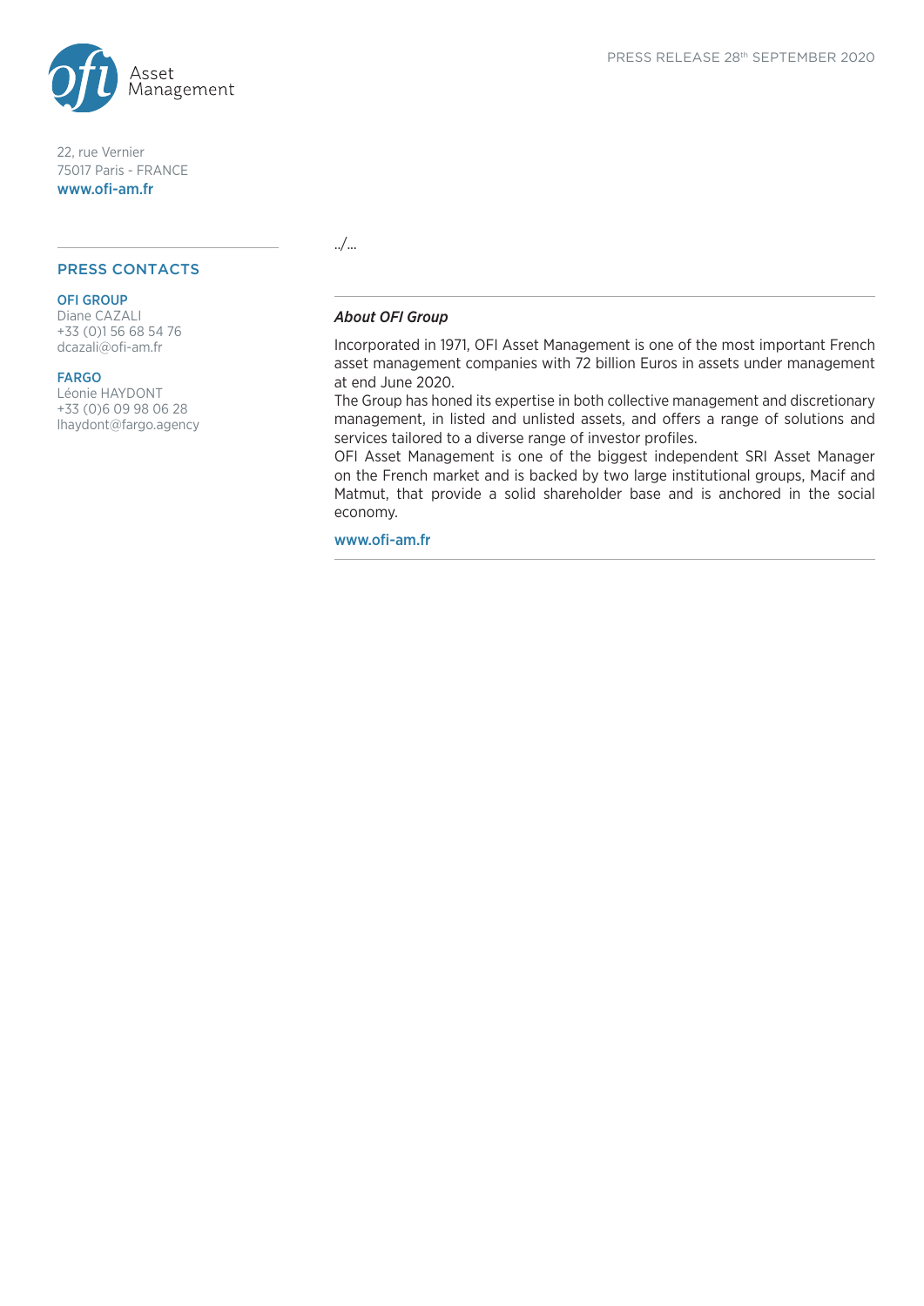22, rue Vernier
75017 Paris - FRANCE
www.ofi-am.fr

## PRESS CONTACTS

**OFI GROUP**
Diane CAZALI
+33 (0)1 56 68 54 76
dcazali@ofi-am.fr

**FARGO**
Léonie HAYDONT
+33 (0)6 09 98 06 28
lhaydont@fargo.agency

../...

### *About OFI Group*

Incorporated in 1971, OFI Asset Management is one of the most important French asset management companies with 72 billion Euros in assets under management at end June 2020.
The Group has honed its expertise in both collective management and discretionary management, in listed and unlisted assets, and offers a range of solutions and services tailored to a diverse range of investor profiles.
OFI Asset Management is one of the biggest independent SRI Asset Manager on the French market and is backed by two large institutional groups, Macif and Matmut, that provide a solid shareholder base and is anchored in the social economy.

www.ofi-am.fr